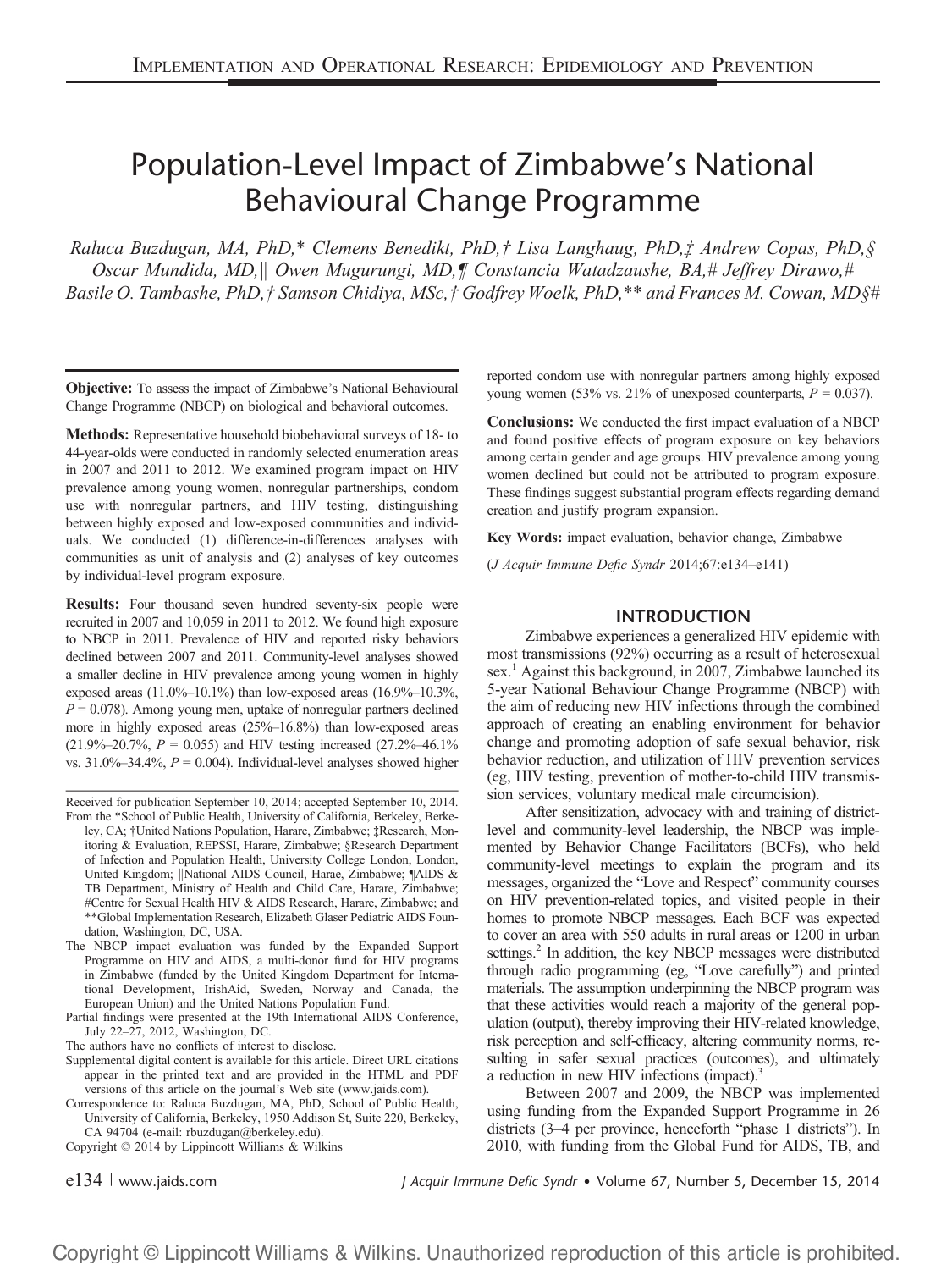# Population-Level Impact of Zimbabwe's National Behavioural Change Programme

*Raluca Buzdugan, MA, PhD,\* Clemens Benedikt, PhD,† Lisa Langhaug, PhD,‡ Andrew Copas, PhD,§ Oscar Mundida, MD,|| Owen Mugurungi, MD,¶ Constancia Watadzaushe, BA,# Jeffrey Dirawo,# Basile O. Tambashe, PhD,† Samson Chidiya, MSc,† Godfrey Woelk, PhD,\*\* and Frances M. Cowan, MD§#*

**Objective:** To assess the impact of Zimbabwe's National Behavioural Change Programme (NBCP) on biological and behavioral outcomes.

**Methods:** Representative household biobehavioral surveys of 18- to 44-year-olds were conducted in randomly selected enumeration areas in 2007 and 2011 to 2012. We examined program impact on HIV prevalence among young women, nonregular partnerships, condom use with nonregular partners, and HIV testing, distinguishing between highly exposed and low-exposed communities and individuals. We conducted (1) difference-in-differences analyses with communities as unit of analysis and (2) analyses of key outcomes by individual-level program exposure.

**Results:** Four thousand seven hundred seventy-six people were recruited in 2007 and 10,059 in 2011 to 2012. We found high exposure to NBCP in 2011. Prevalence of HIV and reported risky behaviors declined between 2007 and 2011. Community-level analyses showed a smaller decline in HIV prevalence among young women in highly exposed areas (11.0%–10.1%) than low-exposed areas (16.9%–10.3%, $P = 0.078$). Among young men, uptake of nonregular partners declined more in highly exposed areas (25%–16.8%) than low-exposed areas (21.9%–20.7%, $P = 0.055$) and HIV testing increased (27.2%–46.1% vs. 31.0%–34.4%, $P = 0.004$). Individual-level analyses showed higher reported condom use with nonregular partners among highly exposed young women (53% vs. 21% of unexposed counterparts, $P = 0.037$).

**Conclusions:** We conducted the first impact evaluation of a NBCP and found positive effects of program exposure on key behaviors among certain gender and age groups. HIV prevalence among young women declined but could not be attributed to program exposure. These findings suggest substantial program effects regarding demand creation and justify program expansion.

**Key Words:** impact evaluation, behavior change, Zimbabwe

(*J Acquir Immune Defic Syndr* 2014;67:e134–e141)

Received for publication September 10, 2014; accepted September 10, 2014.

From the \*School of Public Health, University of California, Berkeley, Berkeley, CA; †United Nations Population, Harare, Zimbabwe; ‡Research, Monitoring & Evaluation, REPSSI, Harare, Zimbabwe; §Research Department of Infection and Population Health, University College London, London, United Kingdom; ||National AIDS Council, Harae, Zimbabwe; ¶AIDS & TB Department, Ministry of Health and Child Care, Harare, Zimbabwe; #Centre for Sexual Health HIV & AIDS Research, Harare, Zimbabwe; and \*\*Global Implementation Research, Elizabeth Glaser Pediatric AIDS Foundation, Washington, DC, USA.

The NBCP impact evaluation was funded by the Expanded Support Programme on HIV and AIDS, a multi-donor fund for HIV programs in Zimbabwe (funded by the United Kingdom Department for International Development, IrishAid, Sweden, Norway and Canada, the European Union) and the United Nations Population Fund.

Partial findings were presented at the 19th International AIDS Conference, July 22–27, 2012, Washington, DC.

The authors have no conflicts of interest to disclose.

Supplemental digital content is available for this article. Direct URL citations appear in the printed text and are provided in the HTML and PDF versions of this article on the journal's Web site (www.jaids.com).

Correspondence to: Raluca Buzdugan, MA, PhD, School of Public Health, University of California, Berkeley, 1950 Addison St, Suite 220, Berkeley, CA 94704 (e-mail: rbuzdugan@berkeley.edu).

Copyright © 2014 by Lippincott Williams & Wilkins

## INTRODUCTION

Zimbabwe experiences a generalized HIV epidemic with most transmissions (92%) occurring as a result of heterosexual sex.[1] Against this background, in 2007, Zimbabwe launched its 5-year National Behaviour Change Programme (NBCP) with the aim of reducing new HIV infections through the combined approach of creating an enabling environment for behavior change and promoting adoption of safe sexual behavior, risk behavior reduction, and utilization of HIV prevention services (eg, HIV testing, prevention of mother-to-child HIV transmission services, voluntary medical male circumcision).

After sensitization, advocacy with and training of district-level and community-level leadership, the NBCP was implemented by Behavior Change Facilitators (BCFs), who held community-level meetings to explain the program and its messages, organized the "Love and Respect" community courses on HIV prevention-related topics, and visited people in their homes to promote NBCP messages. Each BCF was expected to cover an area with 550 adults in rural areas or 1200 in urban settings.[2] In addition, the key NBCP messages were distributed through radio programming (eg, "Love carefully") and printed materials. The assumption underpinning the NBCP program was that these activities would reach a majority of the general population (output), thereby improving their HIV-related knowledge, risk perception and self-efficacy, altering community norms, resulting in safer sexual practices (outcomes), and ultimately a reduction in new HIV infections (impact).[3]

Between 2007 and 2009, the NBCP was implemented using funding from the Expanded Support Programme in 26 districts (3–4 per province, henceforth "phase 1 districts"). In 2010, with funding from the Global Fund for AIDS, TB, and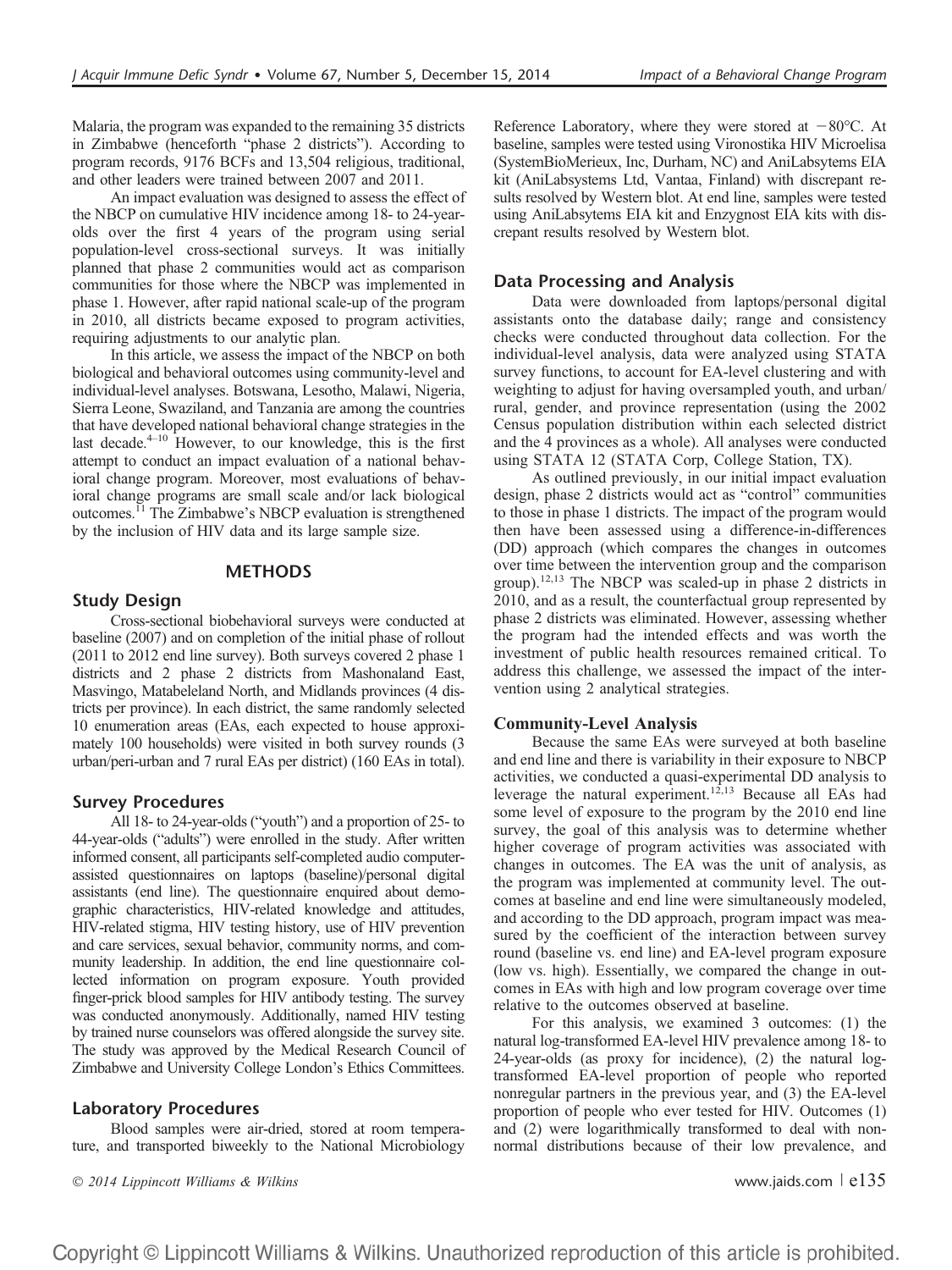Malaria, the program was expanded to the remaining 35 districts in Zimbabwe (henceforth "phase 2 districts"). According to program records, 9176 BCFs and 13,504 religious, traditional, and other leaders were trained between 2007 and 2011.

An impact evaluation was designed to assess the effect of the NBCP on cumulative HIV incidence among 18- to 24-year-olds over the first 4 years of the program using serial population-level cross-sectional surveys. It was initially planned that phase 2 communities would act as comparison communities for those where the NBCP was implemented in phase 1. However, after rapid national scale-up of the program in 2010, all districts became exposed to program activities, requiring adjustments to our analytic plan.

In this article, we assess the impact of the NBCP on both biological and behavioral outcomes using community-level and individual-level analyses. Botswana, Lesotho, Malawi, Nigeria, Sierra Leone, Swaziland, and Tanzania are among the countries that have developed national behavioral change strategies in the last decade.[4–10] However, to our knowledge, this is the first attempt to conduct an impact evaluation of a national behavioral change program. Moreover, most evaluations of behavioral change programs are small scale and/or lack biological outcomes.[11] The Zimbabwe's NBCP evaluation is strengthened by the inclusion of HIV data and its large sample size.

## METHODS

### Study Design

Cross-sectional biobehavioral surveys were conducted at baseline (2007) and on completion of the initial phase of rollout (2011 to 2012 end line survey). Both surveys covered 2 phase 1 districts and 2 phase 2 districts from Mashonaland East, Masvingo, Matabeleland North, and Midlands provinces (4 districts per province). In each district, the same randomly selected 10 enumeration areas (EAs, each expected to house approximately 100 households) were visited in both survey rounds (3 urban/peri-urban and 7 rural EAs per district) (160 EAs in total).

### Survey Procedures

All 18- to 24-year-olds ("youth") and a proportion of 25- to 44-year-olds ("adults") were enrolled in the study. After written informed consent, all participants self-completed audio computer-assisted questionnaires on laptops (baseline)/personal digital assistants (end line). The questionnaire enquired about demographic characteristics, HIV-related knowledge and attitudes, HIV-related stigma, HIV testing history, use of HIV prevention and care services, sexual behavior, community norms, and community leadership. In addition, the end line questionnaire collected information on program exposure. Youth provided finger-prick blood samples for HIV antibody testing. The survey was conducted anonymously. Additionally, named HIV testing by trained nurse counselors was offered alongside the survey site. The study was approved by the Medical Research Council of Zimbabwe and University College London's Ethics Committees.

### Laboratory Procedures

Blood samples were air-dried, stored at room temperature, and transported biweekly to the National Microbiology Reference Laboratory, where they were stored at −80°C. At baseline, samples were tested using Vironostika HIV Microelisa (SystemBioMerieux, Inc, Durham, NC) and AniLabsytems EIA kit (AniLabsystems Ltd, Vantaa, Finland) with discrepant results resolved by Western blot. At end line, samples were tested using AniLabsytems EIA kit and Enzygnost EIA kits with discrepant results resolved by Western blot.

### Data Processing and Analysis

Data were downloaded from laptops/personal digital assistants onto the database daily; range and consistency checks were conducted throughout data collection. For the individual-level analysis, data were analyzed using STATA survey functions, to account for EA-level clustering and with weighting to adjust for having oversampled youth, and urban/rural, gender, and province representation (using the 2002 Census population distribution within each selected district and the 4 provinces as a whole). All analyses were conducted using STATA 12 (STATA Corp, College Station, TX).

As outlined previously, in our initial impact evaluation design, phase 2 districts would act as "control" communities to those in phase 1 districts. The impact of the program would then have been assessed using a difference-in-differences (DD) approach (which compares the changes in outcomes over time between the intervention group and the comparison group).[12,13] The NBCP was scaled-up in phase 2 districts in 2010, and as a result, the counterfactual group represented by phase 2 districts was eliminated. However, assessing whether the program had the intended effects and was worth the investment of public health resources remained critical. To address this challenge, we assessed the impact of the intervention using 2 analytical strategies.

#### Community-Level Analysis

Because the same EAs were surveyed at both baseline and end line and there is variability in their exposure to NBCP activities, we conducted a quasi-experimental DD analysis to leverage the natural experiment.[12,13] Because all EAs had some level of exposure to the program by the 2010 end line survey, the goal of this analysis was to determine whether higher coverage of program activities was associated with changes in outcomes. The EA was the unit of analysis, as the program was implemented at community level. The outcomes at baseline and end line were simultaneously modeled, and according to the DD approach, program impact was measured by the coefficient of the interaction between survey round (baseline vs. end line) and EA-level program exposure (low vs. high). Essentially, we compared the change in outcomes in EAs with high and low program coverage over time relative to the outcomes observed at baseline.

For this analysis, we examined 3 outcomes: (1) the natural log-transformed EA-level HIV prevalence among 18- to 24-year-olds (as proxy for incidence), (2) the natural log-transformed EA-level proportion of people who reported nonregular partners in the previous year, and (3) the EA-level proportion of people who ever tested for HIV. Outcomes (1) and (2) were logarithmically transformed to deal with non-normal distributions because of their low prevalence, and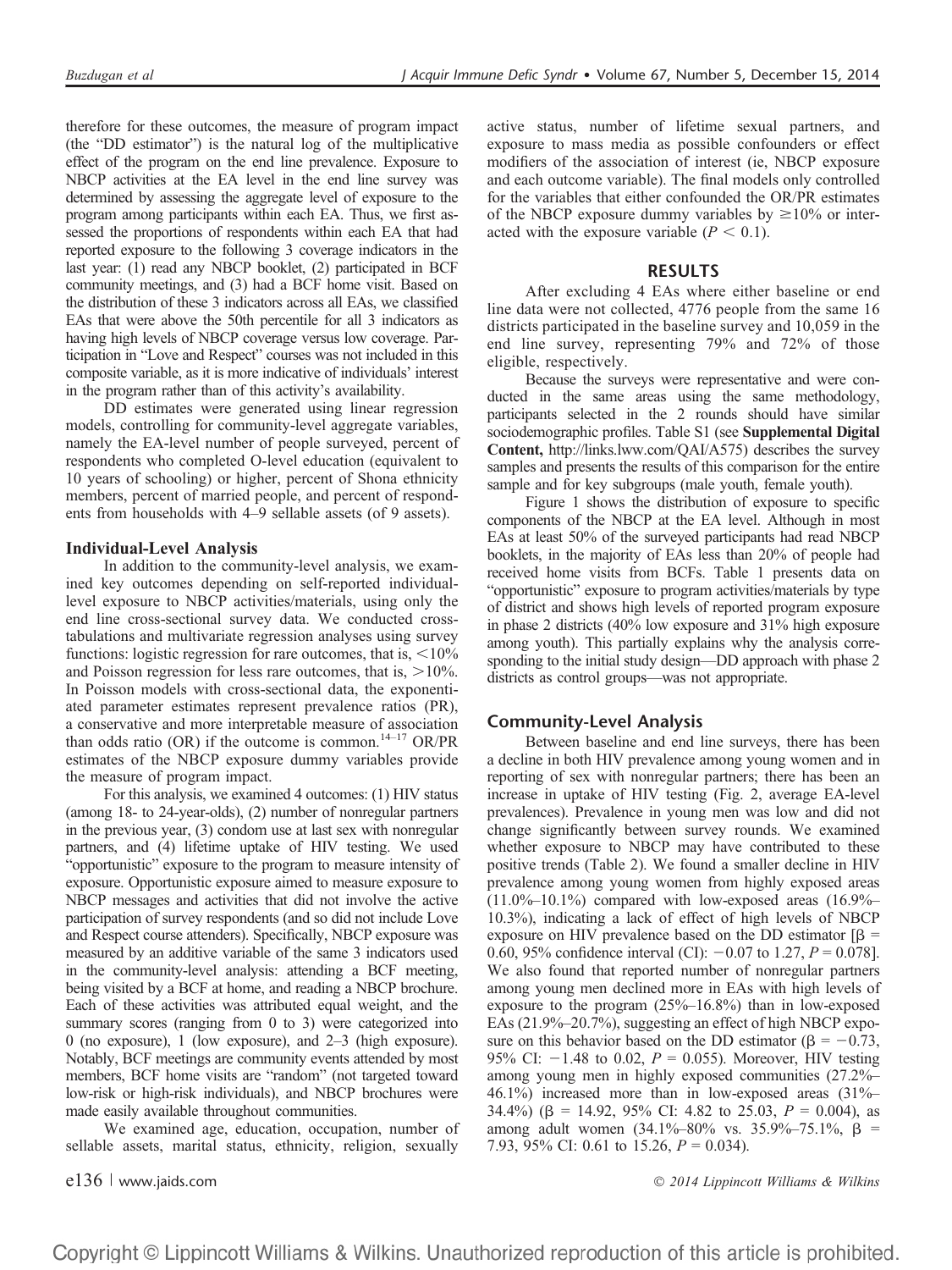therefore for these outcomes, the measure of program impact (the "DD estimator") is the natural log of the multiplicative effect of the program on the end line prevalence. Exposure to NBCP activities at the EA level in the end line survey was determined by assessing the aggregate level of exposure to the program among participants within each EA. Thus, we first assessed the proportions of respondents within each EA that had reported exposure to the following 3 coverage indicators in the last year: (1) read any NBCP booklet, (2) participated in BCF community meetings, and (3) had a BCF home visit. Based on the distribution of these 3 indicators across all EAs, we classified EAs that were above the 50th percentile for all 3 indicators as having high levels of NBCP coverage versus low coverage. Participation in "Love and Respect" courses was not included in this composite variable, as it is more indicative of individuals' interest in the program rather than of this activity's availability.

DD estimates were generated using linear regression models, controlling for community-level aggregate variables, namely the EA-level number of people surveyed, percent of respondents who completed O-level education (equivalent to 10 years of schooling) or higher, percent of Shona ethnicity members, percent of married people, and percent of respondents from households with 4–9 sellable assets (of 9 assets).

### Individual-Level Analysis

In addition to the community-level analysis, we examined key outcomes depending on self-reported individual-level exposure to NBCP activities/materials, using only the end line cross-sectional survey data. We conducted cross-tabulations and multivariate regression analyses using survey functions: logistic regression for rare outcomes, that is, <10% and Poisson regression for less rare outcomes, that is, >10%. In Poisson models with cross-sectional data, the exponentiated parameter estimates represent prevalence ratios (PR), a conservative and more interpretable measure of association than odds ratio (OR) if the outcome is common.[14–17] OR/PR estimates of the NBCP exposure dummy variables provide the measure of program impact.

For this analysis, we examined 4 outcomes: (1) HIV status (among 18- to 24-year-olds), (2) number of nonregular partners in the previous year, (3) condom use at last sex with nonregular partners, and (4) lifetime uptake of HIV testing. We used "opportunistic" exposure to the program to measure intensity of exposure. Opportunistic exposure aimed to measure exposure to NBCP messages and activities that did not involve the active participation of survey respondents (and so did not include Love and Respect course attenders). Specifically, NBCP exposure was measured by an additive variable of the same 3 indicators used in the community-level analysis: attending a BCF meeting, being visited by a BCF at home, and reading a NBCP brochure. Each of these activities was attributed equal weight, and the summary scores (ranging from 0 to 3) were categorized into 0 (no exposure), 1 (low exposure), and 2–3 (high exposure). Notably, BCF meetings are community events attended by most members, BCF home visits are "random" (not targeted toward low-risk or high-risk individuals), and NBCP brochures were made easily available throughout communities.

We examined age, education, occupation, number of sellable assets, marital status, ethnicity, religion, sexually active status, number of lifetime sexual partners, and exposure to mass media as possible confounders or effect modifiers of the association of interest (ie, NBCP exposure and each outcome variable). The final models only controlled for the variables that either confounded the OR/PR estimates of the NBCP exposure dummy variables by ≥10% or interacted with the exposure variable ($P < 0.1$).

## RESULTS

After excluding 4 EAs where either baseline or end line data were not collected, 4776 people from the same 16 districts participated in the baseline survey and 10,059 in the end line survey, representing 79% and 72% of those eligible, respectively.

Because the surveys were representative and were conducted in the same areas using the same methodology, participants selected in the 2 rounds should have similar sociodemographic profiles. Table S1 (see **Supplemental Digital Content**, http://links.lww.com/QAI/A575) describes the survey samples and presents the results of this comparison for the entire sample and for key subgroups (male youth, female youth).

Figure 1 shows the distribution of exposure to specific components of the NBCP at the EA level. Although in most EAs at least 50% of the surveyed participants had read NBCP booklets, in the majority of EAs less than 20% of people had received home visits from BCFs. Table 1 presents data on "opportunistic" exposure to program activities/materials by type of district and shows high levels of reported program exposure in phase 2 districts (40% low exposure and 31% high exposure among youth). This partially explains why the analysis corresponding to the initial study design—DD approach with phase 2 districts as control groups—was not appropriate.

### Community-Level Analysis

Between baseline and end line surveys, there has been a decline in both HIV prevalence among young women and in reporting of sex with nonregular partners; there has been an increase in uptake of HIV testing (Fig. 2, average EA-level prevalences). Prevalence in young men was low and did not change significantly between survey rounds. We examined whether exposure to NBCP may have contributed to these positive trends (Table 2). We found a smaller decline in HIV prevalence among young women from highly exposed areas (11.0%–10.1%) compared with low-exposed areas (16.9%–10.3%), indicating a lack of effect of high levels of NBCP exposure on HIV prevalence based on the DD estimator [$\beta$ = 0.60, 95% confidence interval (CI): −0.07 to 1.27, $P = 0.078$]. We also found that reported number of nonregular partners among young men declined more in EAs with high levels of exposure to the program (25%–16.8%) than in low-exposed EAs (21.9%–20.7%), suggesting an effect of high NBCP exposure on this behavior based on the DD estimator ($\beta = -0.73$, 95% CI: −1.48 to 0.02, $P = 0.055$). Moreover, HIV testing among young men in highly exposed communities (27.2%–46.1%) increased more than in low-exposed areas (31%–34.4%) ($\beta$ = 14.92, 95% CI: 4.82 to 25.03, $P = 0.004$), as among adult women (34.1%–80% vs. 35.9%–75.1%, $\beta$ = 7.93, 95% CI: 0.61 to 15.26, $P = 0.034$).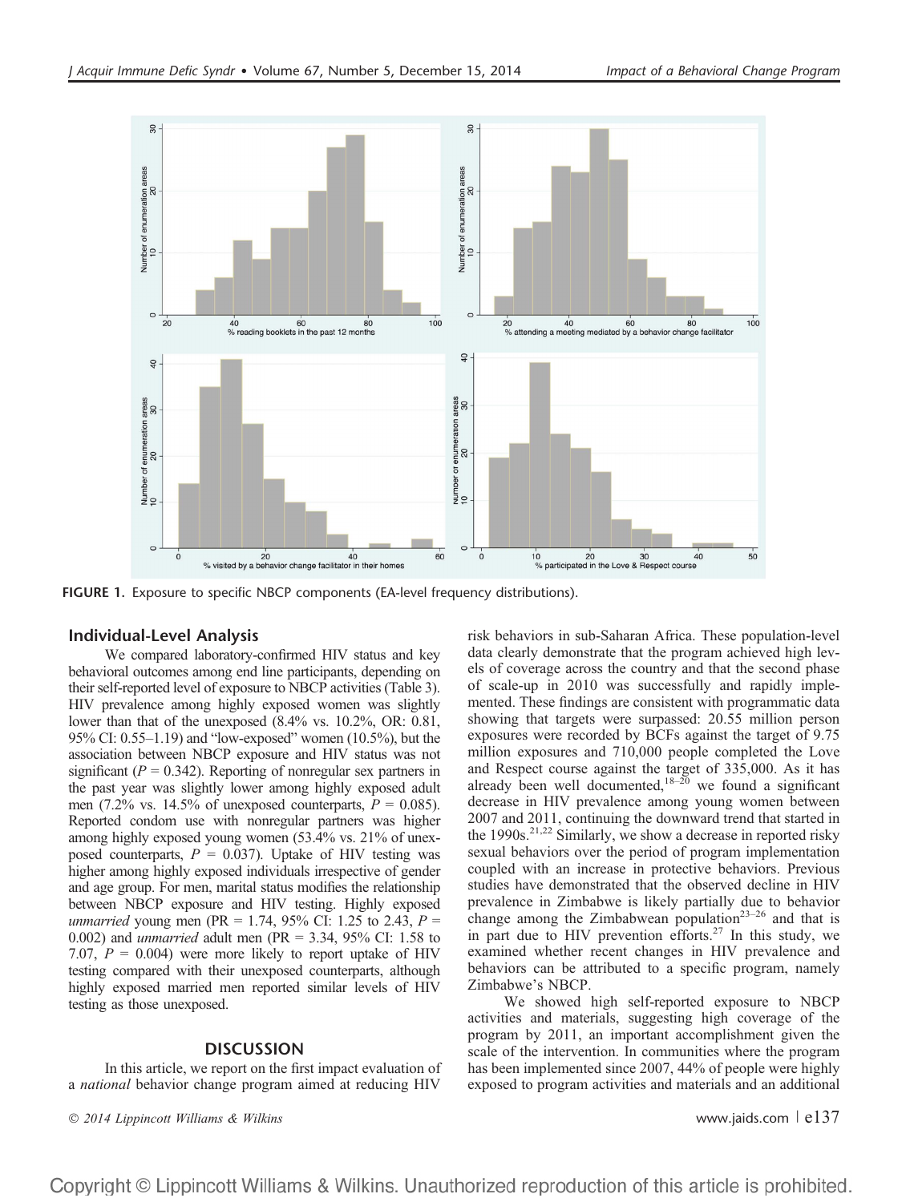FIGURE 1. Exposure to specific NBCP components (EA-level frequency distributions).

### Individual-Level Analysis

We compared laboratory-confirmed HIV status and key behavioral outcomes among end line participants, depending on their self-reported level of exposure to NBCP activities (Table 3). HIV prevalence among highly exposed women was slightly lower than that of the unexposed (8.4% vs. 10.2%, OR: 0.81, 95% CI: 0.55–1.19) and "low-exposed" women (10.5%), but the association between NBCP exposure and HIV status was not significant ($P = 0.342$). Reporting of nonregular sex partners in the past year was slightly lower among highly exposed adult men (7.2% vs. 14.5% of unexposed counterparts, $P = 0.085$). Reported condom use with nonregular partners was higher among highly exposed young women (53.4% vs. 21% of unexposed counterparts, $P = 0.037$). Uptake of HIV testing was higher among highly exposed individuals irrespective of gender and age group. For men, marital status modifies the relationship between NBCP exposure and HIV testing. Highly exposed *unmarried* young men (PR = 1.74, 95% CI: 1.25 to 2.43, $P = 0.002$) and *unmarried* adult men (PR = 3.34, 95% CI: 1.58 to 7.07, $P = 0.004$) were more likely to report uptake of HIV testing compared with their unexposed counterparts, although highly exposed married men reported similar levels of HIV testing as those unexposed.

## DISCUSSION

In this article, we report on the first impact evaluation of a *national* behavior change program aimed at reducing HIV risk behaviors in sub-Saharan Africa. These population-level data clearly demonstrate that the program achieved high levels of coverage across the country and that the second phase of scale-up in 2010 was successfully and rapidly implemented. These findings are consistent with programmatic data showing that targets were surpassed: 20.55 million person exposures were recorded by BCFs against the target of 9.75 million exposures and 710,000 people completed the Love and Respect course against the target of 335,000. As it has already been well documented,[18–20] we found a significant decrease in HIV prevalence among young women between 2007 and 2011, continuing the downward trend that started in the 1990s.[21,22] Similarly, we show a decrease in reported risky sexual behaviors over the period of program implementation coupled with an increase in protective behaviors. Previous studies have demonstrated that the observed decline in HIV prevalence in Zimbabwe is likely partially due to behavior change among the Zimbabwean population[23–26] and that is in part due to HIV prevention efforts.[27] In this study, we examined whether recent changes in HIV prevalence and behaviors can be attributed to a specific program, namely Zimbabwe's NBCP.

We showed high self-reported exposure to NBCP activities and materials, suggesting high coverage of the program by 2011, an important accomplishment given the scale of the intervention. In communities where the program has been implemented since 2007, 44% of people were highly exposed to program activities and materials and an additional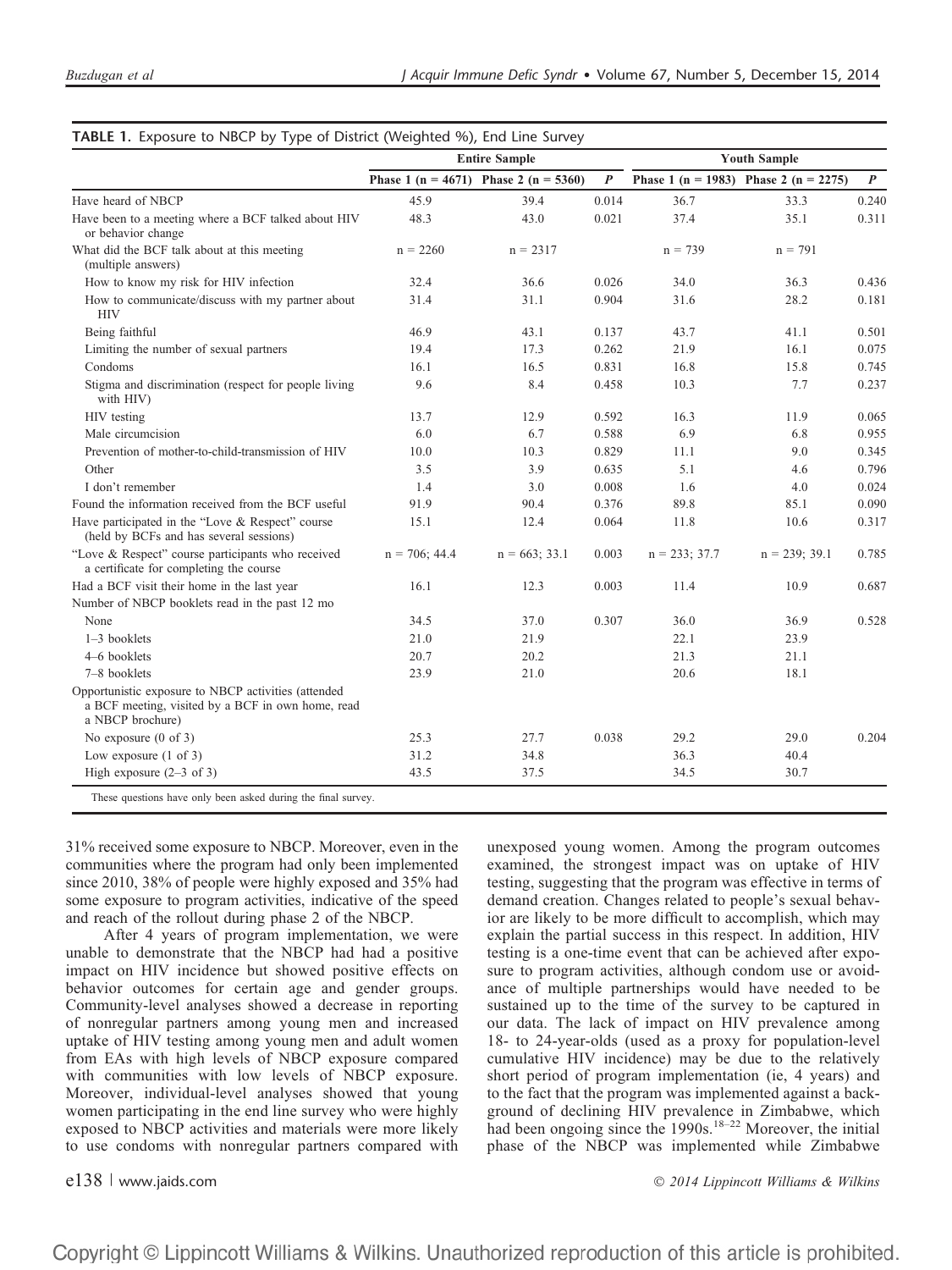**TABLE 1.** Exposure to NBCP by Type of District (Weighted %), End Line Survey

| | Entire Sample | | | Youth Sample | | |
|---|---|---|---|---|---|---|
| | Phase 1 (n = 4671) | Phase 2 (n = 5360) | *P* | Phase 1 (n = 1983) | Phase 2 (n = 2275) | *P* |
| Have heard of NBCP | 45.9 | 39.4 | 0.014 | 36.7 | 33.3 | 0.240 |
| Have been to a meeting where a BCF talked about HIV or behavior change | 48.3 | 43.0 | 0.021 | 37.4 | 35.1 | 0.311 |
| What did the BCF talk about at this meeting (multiple answers) | n = 2260 | n = 2317 | | n = 739 | n = 791 | |
| How to know my risk for HIV infection | 32.4 | 36.6 | 0.026 | 34.0 | 36.3 | 0.436 |
| How to communicate/discuss with my partner about HIV | 31.4 | 31.1 | 0.904 | 31.6 | 28.2 | 0.181 |
| Being faithful | 46.9 | 43.1 | 0.137 | 43.7 | 41.1 | 0.501 |
| Limiting the number of sexual partners | 19.4 | 17.3 | 0.262 | 21.9 | 16.1 | 0.075 |
| Condoms | 16.1 | 16.5 | 0.831 | 16.8 | 15.8 | 0.745 |
| Stigma and discrimination (respect for people living with HIV) | 9.6 | 8.4 | 0.458 | 10.3 | 7.7 | 0.237 |
| HIV testing | 13.7 | 12.9 | 0.592 | 16.3 | 11.9 | 0.065 |
| Male circumcision | 6.0 | 6.7 | 0.588 | 6.9 | 6.8 | 0.955 |
| Prevention of mother-to-child-transmission of HIV | 10.0 | 10.3 | 0.829 | 11.1 | 9.0 | 0.345 |
| Other | 3.5 | 3.9 | 0.635 | 5.1 | 4.6 | 0.796 |
| I don't remember | 1.4 | 3.0 | 0.008 | 1.6 | 4.0 | 0.024 |
| Found the information received from the BCF useful | 91.9 | 90.4 | 0.376 | 89.8 | 85.1 | 0.090 |
| Have participated in the "Love & Respect" course (held by BCFs and has several sessions) | 15.1 | 12.4 | 0.064 | 11.8 | 10.6 | 0.317 |
| "Love & Respect" course participants who received a certificate for completing the course | n = 706; 44.4 | n = 663; 33.1 | 0.003 | n = 233; 37.7 | n = 239; 39.1 | 0.785 |
| Had a BCF visit their home in the last year | 16.1 | 12.3 | 0.003 | 11.4 | 10.9 | 0.687 |
| Number of NBCP booklets read in the past 12 mo | | | | | | |
| None | 34.5 | 37.0 | 0.307 | 36.0 | 36.9 | 0.528 |
| 1–3 booklets | 21.0 | 21.9 | | 22.1 | 23.9 | |
| 4–6 booklets | 20.7 | 20.2 | | 21.3 | 21.1 | |
| 7–8 booklets | 23.9 | 21.0 | | 20.6 | 18.1 | |
| Opportunistic exposure to NBCP activities (attended a BCF meeting, visited by a BCF in own home, read a NBCP brochure) | | | | | | |
| No exposure (0 of 3) | 25.3 | 27.7 | 0.038 | 29.2 | 29.0 | 0.204 |
| Low exposure (1 of 3) | 31.2 | 34.8 | | 36.3 | 40.4 | |
| High exposure (2–3 of 3) | 43.5 | 37.5 | | 34.5 | 30.7 | |

These questions have only been asked during the final survey.

31% received some exposure to NBCP. Moreover, even in the communities where the program had only been implemented since 2010, 38% of people were highly exposed and 35% had some exposure to program activities, indicative of the speed and reach of the rollout during phase 2 of the NBCP.

After 4 years of program implementation, we were unable to demonstrate that the NBCP had had a positive impact on HIV incidence but showed positive effects on behavior outcomes for certain age and gender groups. Community-level analyses showed a decrease in reporting of nonregular partners among young men and increased uptake of HIV testing among young men and adult women from EAs with high levels of NBCP exposure compared with communities with low levels of NBCP exposure. Moreover, individual-level analyses showed that young women participating in the end line survey who were highly exposed to NBCP activities and materials were more likely to use condoms with nonregular partners compared with unexposed young women. Among the program outcomes examined, the strongest impact was on uptake of HIV testing, suggesting that the program was effective in terms of demand creation. Changes related to people's sexual behavior are likely to be more difficult to accomplish, which may explain the partial success in this respect. In addition, HIV testing is a one-time event that can be achieved after exposure to program activities, although condom use or avoidance of multiple partnerships would have needed to be sustained up to the time of the survey to be captured in our data. The lack of impact on HIV prevalence among 18- to 24-year-olds (used as a proxy for population-level cumulative HIV incidence) may be due to the relatively short period of program implementation (ie, 4 years) and to the fact that the program was implemented against a background of declining HIV prevalence in Zimbabwe, which had been ongoing since the 1990s.[18–22] Moreover, the initial phase of the NBCP was implemented while Zimbabwe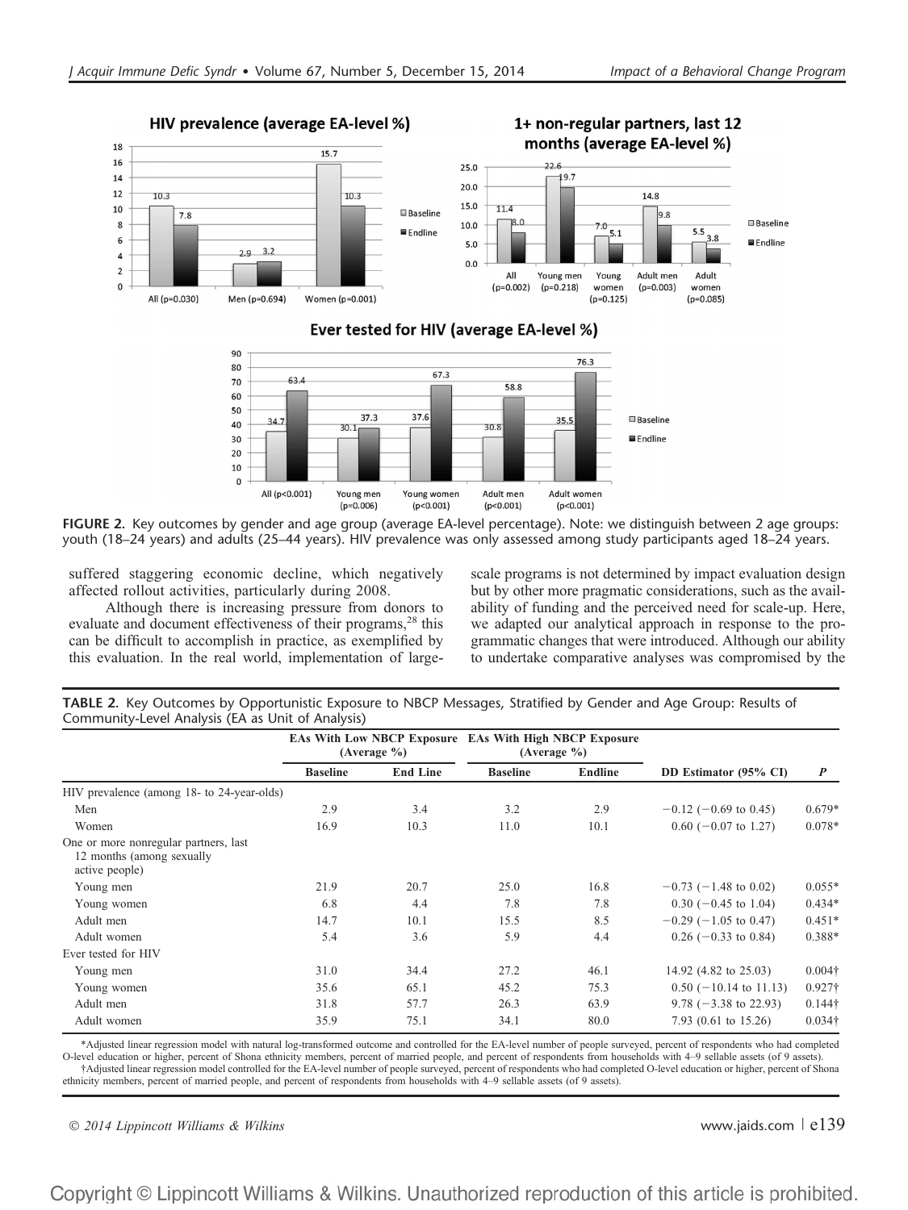HIV prevalence (average EA-level %)

1+ non-regular partners, last 12 months (average EA-level %)

Ever tested for HIV (average EA-level %)

**FIGURE 2.** Key outcomes by gender and age group (average EA-level percentage). Note: we distinguish between 2 age groups: youth (18–24 years) and adults (25–44 years). HIV prevalence was only assessed among study participants aged 18–24 years.

suffered staggering economic decline, which negatively affected rollout activities, particularly during 2008.

Although there is increasing pressure from donors to evaluate and document effectiveness of their programs,[28] this can be difficult to accomplish in practice, as exemplified by this evaluation. In the real world, implementation of large-scale programs is not determined by impact evaluation design but by other more pragmatic considerations, such as the availability of funding and the perceived need for scale-up. Here, we adapted our analytical approach in response to the programmatic changes that were introduced. Although our ability to undertake comparative analyses was compromised by the

**TABLE 2.** Key Outcomes by Opportunistic Exposure to NBCP Messages, Stratified by Gender and Age Group: Results of Community-Level Analysis (EA as Unit of Analysis)

| | EAs With Low NBCP Exposure (Average %) | | EAs With High NBCP Exposure (Average %) | | | |
|---|---|---|---|---|---|---|
| | **Baseline** | **End Line** | **Baseline** | **Endline** | **DD Estimator (95% CI)** | ***P*** |
| HIV prevalence (among 18- to 24-year-olds) | | | | | | |
| Men | 2.9 | 3.4 | 3.2 | 2.9 | −0.12 (−0.69 to 0.45) | 0.679* |
| Women | 16.9 | 10.3 | 11.0 | 10.1 | 0.60 (−0.07 to 1.27) | 0.078* |
| One or more nonregular partners, last 12 months (among sexually active people) | | | | | | |
| Young men | 21.9 | 20.7 | 25.0 | 16.8 | −0.73 (−1.48 to 0.02) | 0.055* |
| Young women | 6.8 | 4.4 | 7.8 | 7.8 | 0.30 (−0.45 to 1.04) | 0.434* |
| Adult men | 14.7 | 10.1 | 15.5 | 8.5 | −0.29 (−1.05 to 0.47) | 0.451* |
| Adult women | 5.4 | 3.6 | 5.9 | 4.4 | 0.26 (−0.33 to 0.84) | 0.388* |
| Ever tested for HIV | | | | | | |
| Young men | 31.0 | 34.4 | 27.2 | 46.1 | 14.92 (4.82 to 25.03) | 0.004† |
| Young women | 35.6 | 65.1 | 45.2 | 75.3 | 0.50 (−10.14 to 11.13) | 0.927† |
| Adult men | 31.8 | 57.7 | 26.3 | 63.9 | 9.78 (−3.38 to 22.93) | 0.144† |
| Adult women | 35.9 | 75.1 | 34.1 | 80.0 | 7.93 (0.61 to 15.26) | 0.034† |

*Adjusted linear regression model with natural log-transformed outcome and controlled for the EA-level number of people surveyed, percent of respondents who had completed O-level education or higher, percent of Shona ethnicity members, percent of married people, and percent of respondents from households with 4–9 sellable assets (of 9 assets).

†Adjusted linear regression model controlled for the EA-level number of people surveyed, percent of respondents who had completed O-level education or higher, percent of Shona ethnicity members, percent of married people, and percent of respondents from households with 4–9 sellable assets (of 9 assets).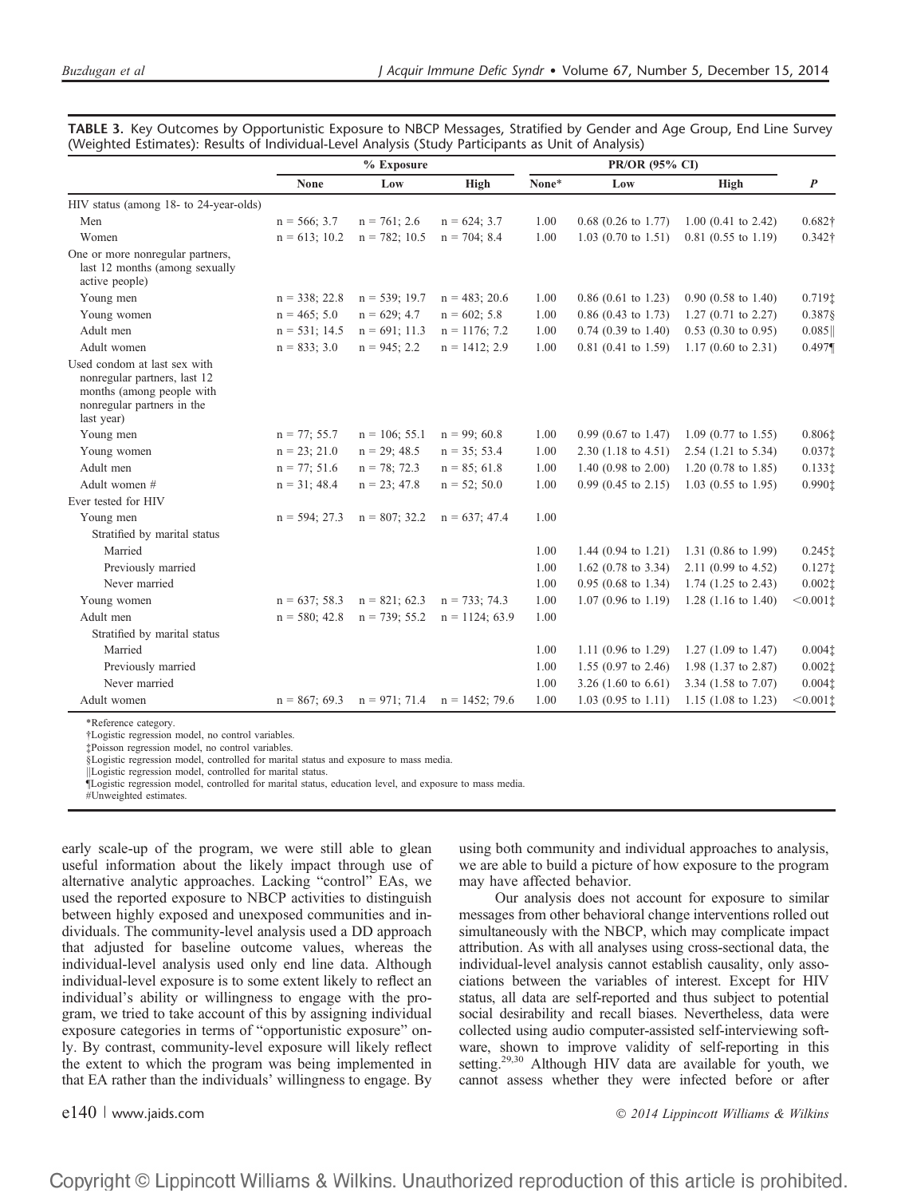**TABLE 3.** Key Outcomes by Opportunistic Exposure to NBCP Messages, Stratified by Gender and Age Group, End Line Survey (Weighted Estimates): Results of Individual-Level Analysis (Study Participants as Unit of Analysis)

| | % Exposure | | | PR/OR (95% CI) | | | |
|---|---|---|---|---|---|---|---|
| | None | Low | High | None* | Low | High | *P* |
| HIV status (among 18- to 24-year-olds) | | | | | | | |
| Men | n = 566; 3.7 | n = 761; 2.6 | n = 624; 3.7 | 1.00 | 0.68 (0.26 to 1.77) | 1.00 (0.41 to 2.42) | 0.682† |
| Women | n = 613; 10.2 | n = 782; 10.5 | n = 704; 8.4 | 1.00 | 1.03 (0.70 to 1.51) | 0.81 (0.55 to 1.19) | 0.342† |
| One or more nonregular partners, last 12 months (among sexually active people) | | | | | | | |
| Young men | n = 338; 22.8 | n = 539; 19.7 | n = 483; 20.6 | 1.00 | 0.86 (0.61 to 1.23) | 0.90 (0.58 to 1.40) | 0.719‡ |
| Young women | n = 465; 5.0 | n = 629; 4.7 | n = 602; 5.8 | 1.00 | 0.86 (0.43 to 1.73) | 1.27 (0.71 to 2.27) | 0.387§ |
| Adult men | n = 531; 14.5 | n = 691; 11.3 | n = 1176; 7.2 | 1.00 | 0.74 (0.39 to 1.40) | 0.53 (0.30 to 0.95) | 0.085‖ |
| Adult women | n = 833; 3.0 | n = 945; 2.2 | n = 1412; 2.9 | 1.00 | 0.81 (0.41 to 1.59) | 1.17 (0.60 to 2.31) | 0.497¶ |
| Used condom at last sex with nonregular partners, last 12 months (among people with nonregular partners in the last year) | | | | | | | |
| Young men | n = 77; 55.7 | n = 106; 55.1 | n = 99; 60.8 | 1.00 | 0.99 (0.67 to 1.47) | 1.09 (0.77 to 1.55) | 0.806‡ |
| Young women | n = 23; 21.0 | n = 29; 48.5 | n = 35; 53.4 | 1.00 | 2.30 (1.18 to 4.51) | 2.54 (1.21 to 5.34) | 0.037‡ |
| Adult men | n = 77; 51.6 | n = 78; 72.3 | n = 85; 61.8 | 1.00 | 1.40 (0.98 to 2.00) | 1.20 (0.78 to 1.85) | 0.133‡ |
| Adult women # | n = 31; 48.4 | n = 23; 47.8 | n = 52; 50.0 | 1.00 | 0.99 (0.45 to 2.15) | 1.03 (0.55 to 1.95) | 0.990‡ |
| Ever tested for HIV | | | | | | | |
| Young men | n = 594; 27.3 | n = 807; 32.2 | n = 637; 47.4 | 1.00 | | | |
| Stratified by marital status | | | | | | | |
| Married | | | | 1.00 | 1.44 (0.94 to 1.21) | 1.31 (0.86 to 1.99) | 0.245‡ |
| Previously married | | | | 1.00 | 1.62 (0.78 to 3.34) | 2.11 (0.99 to 4.52) | 0.127‡ |
| Never married | | | | 1.00 | 0.95 (0.68 to 1.34) | 1.74 (1.25 to 2.43) | 0.002‡ |
| Young women | n = 637; 58.3 | n = 821; 62.3 | n = 733; 74.3 | 1.00 | 1.07 (0.96 to 1.19) | 1.28 (1.16 to 1.40) | <0.001‡ |
| Adult men | n = 580; 42.8 | n = 739; 55.2 | n = 1124; 63.9 | 1.00 | | | |
| Stratified by marital status | | | | | | | |
| Married | | | | 1.00 | 1.11 (0.96 to 1.29) | 1.27 (1.09 to 1.47) | 0.004‡ |
| Previously married | | | | 1.00 | 1.55 (0.97 to 2.46) | 1.98 (1.37 to 2.87) | 0.002‡ |
| Never married | | | | 1.00 | 3.26 (1.60 to 6.61) | 3.34 (1.58 to 7.07) | 0.004‡ |
| Adult women | n = 867; 69.3 | n = 971; 71.4 | n = 1452; 79.6 | 1.00 | 1.03 (0.95 to 1.11) | 1.15 (1.08 to 1.23) | <0.001‡ |

*Reference category.
†Logistic regression model, no control variables.
‡Poisson regression model, no control variables.
§Logistic regression model, controlled for marital status and exposure to mass media.
‖Logistic regression model, controlled for marital status.
¶Logistic regression model, controlled for marital status, education level, and exposure to mass media.
#Unweighted estimates.

early scale-up of the program, we were still able to glean useful information about the likely impact through use of alternative analytic approaches. Lacking "control" EAs, we used the reported exposure to NBCP activities to distinguish between highly exposed and unexposed communities and individuals. The community-level analysis used a DD approach that adjusted for baseline outcome values, whereas the individual-level analysis used only end line data. Although individual-level exposure is to some extent likely to reflect an individual's ability or willingness to engage with the program, we tried to take account of this by assigning individual exposure categories in terms of "opportunistic exposure" only. By contrast, community-level exposure will likely reflect the extent to which the program was being implemented in that EA rather than the individuals' willingness to engage. By using both community and individual approaches to analysis, we are able to build a picture of how exposure to the program may have affected behavior.

Our analysis does not account for exposure to similar messages from other behavioral change interventions rolled out simultaneously with the NBCP, which may complicate impact attribution. As with all analyses using cross-sectional data, the individual-level analysis cannot establish causality, only associations between the variables of interest. Except for HIV status, all data are self-reported and thus subject to potential social desirability and recall biases. Nevertheless, data were collected using audio computer-assisted self-interviewing software, shown to improve validity of self-reporting in this setting.[29,30] Although HIV data are available for youth, we cannot assess whether they were infected before or after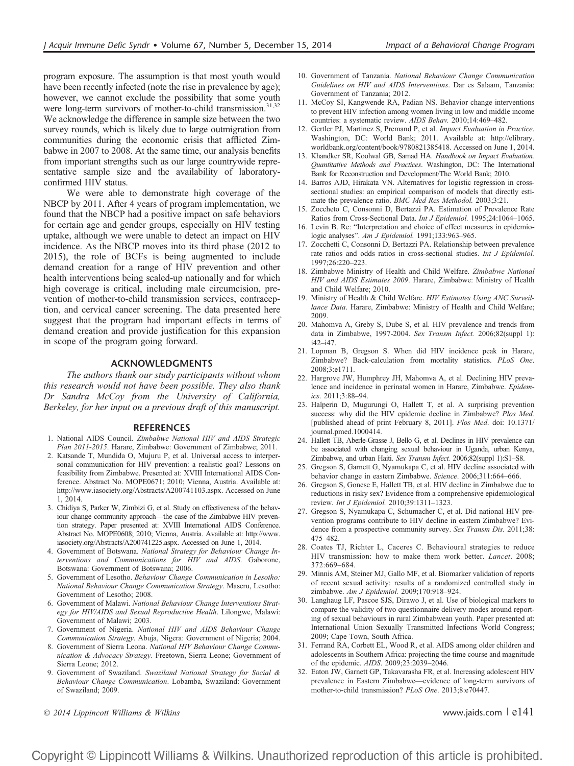program exposure. The assumption is that most youth would have been recently infected (note the rise in prevalence by age); however, we cannot exclude the possibility that some youth were long-term survivors of mother-to-child transmission.[31,32] We acknowledge the difference in sample size between the two survey rounds, which is likely due to large outmigration from communities during the economic crisis that afflicted Zimbabwe in 2007 to 2008. At the same time, our analysis benefits from important strengths such as our large countrywide representative sample size and the availability of laboratory-confirmed HIV status.

We were able to demonstrate high coverage of the NBCP by 2011. After 4 years of program implementation, we found that the NBCP had a positive impact on safe behaviors for certain age and gender groups, especially on HIV testing uptake, although we were unable to detect an impact on HIV incidence. As the NBCP moves into its third phase (2012 to 2015), the role of BCFs is being augmented to include demand creation for a range of HIV prevention and other health interventions being scaled-up nationally and for which high coverage is critical, including male circumcision, prevention of mother-to-child transmission services, contraception, and cervical cancer screening. The data presented here suggest that the program had important effects in terms of demand creation and provide justification for this expansion in scope of the program going forward.

## ACKNOWLEDGMENTS

*The authors thank our study participants without whom this research would not have been possible. They also thank Dr Sandra McCoy from the University of California, Berkeley, for her input on a previous draft of this manuscript.*

## REFERENCES

1. National AIDS Council. *Zimbabwe National HIV and AIDS Strategic Plan 2011-2015*. Harare, Zimbabwe: Government of Zimbabwe; 2011.
2. Katsande T, Mundida O, Mujuru P, et al. Universal access to interpersonal communication for HIV prevention: a realistic goal? Lessons on feasibility from Zimbabwe. Presented at: XVIII International AIDS Conference. Abstract No. MOPE0671; 2010; Vienna, Austria. Available at: http://www.iasociety.org/Abstracts/A200741103.aspx. Accessed on June 1, 2014.
3. Chidiya S, Parker W, Zimbizi G, et al. Study on effectiveness of the behaviour change community approach—the case of the Zimbabwe HIV prevention strategy. Paper presented at: XVIII International AIDS Conference. Abstract No. MOPE0608; 2010; Vienna, Austria. Available at: http://www.iasociety.org/Abstracts/A200741225.aspx. Accessed on June 1, 2014.
4. Government of Botswana. *National Strategy for Behaviour Change Interventions and Communications for HIV and AIDS*. Gaborone, Botswana: Government of Botswana; 2006.
5. Government of Lesotho. *Behaviour Change Communication in Lesotho: National Behaviour Change Communication Strategy*. Maseru, Lesotho: Government of Lesotho; 2008.
6. Government of Malawi. *National Behaviour Change Interventions Strategy for HIV/AIDS and Sexual Reproductive Health*. Lilongwe, Malawi: Government of Malawi; 2003.
7. Government of Nigeria. *National HIV and AIDS Behaviour Change Communication Strategy*. Abuja, Nigera: Government of Nigeria; 2004.
8. Government of Sierra Leona. *National HIV Behaviour Change Communication & Advocacy Strategy*. Freetown, Sierra Leone; Government of Sierra Leone; 2012.
9. Government of Swaziland. *Swaziland National Strategy for Social & Behaviour Change Communication*. Lobamba, Swaziland: Government of Swaziland; 2009.
10. Government of Tanzania. *National Behaviour Change Communication Guidelines on HIV and AIDS Interventions*. Dar es Salaam, Tanzania: Government of Tanzania; 2012.
11. McCoy SI, Kangwende RA, Padian NS. Behavior change interventions to prevent HIV infection among women living in low and middle income countries: a systematic review. *AIDS Behav.* 2010;14:469–482.
12. Gertler PJ, Martinez S, Premand P, et al. *Impact Evaluation in Practice*. Washington, DC: World Bank; 2011. Available at: http://elibrary.worldbank.org/content/book/9780821385418. Accessed on June 1, 2014.
13. Khandker SR, Koolwal GB, Samad HA. *Handbook on Impact Evaluation. Quantitative Methods and Practices*. Washington, DC: The International Bank for Reconstruction and Development/The World Bank; 2010.
14. Barros AJD, Hirakata VN. Alternatives for logistic regression in cross-sectional studies: an empirical comparison of models that directly estimate the prevalence ratio. *BMC Med Res Methodol.* 2003;3:21.
15. Zoccheto C, Consonni D, Bertazzi PA. Estimation of Prevalence Rate Ratios from Cross-Sectional Data. *Int J Epidemiol.* 1995;24:1064–1065.
16. Levin B. Re: "Interpretation and choice of effect measures in epidemiologic analyses". *Am J Epidemiol.* 1991;133:963–965.
17. Zocchetti C, Consonni D, Bertazzi PA. Relationship between prevalence rate ratios and odds ratios in cross-sectional studies. *Int J Epidemiol.* 1997;26:220–223.
18. Zimbabwe Ministry of Health and Child Welfare. *Zimbabwe National HIV and AIDS Estimates 2009*. Harare, Zimbabwe: Ministry of Health and Child Welfare; 2010.
19. Ministry of Health & Child Welfare. *HIV Estimates Using ANC Surveillance Data*. Harare, Zimbabwe: Ministry of Health and Child Welfare; 2009.
20. Mahomva A, Greby S, Dube S, et al. HIV prevalence and trends from data in Zimbabwe, 1997-2004. *Sex Transm Infect.* 2006;82(suppl 1):i42–i47.
21. Lopman B, Gregson S. When did HIV incidence peak in Harare, Zimbabwe? Back-calculation from mortality statistics. *PLoS One*. 2008;3:e1711.
22. Hargrove JW, Humphrey JH, Mahomva A, et al. Declining HIV prevalence and incidence in perinatal women in Harare, Zimbabwe. *Epidemics*. 2011;3:88–94.
23. Halperin D, Mugurungi O, Hallett T, et al. A surprising prevention success: why did the HIV epidemic decline in Zimbabwe? *Plos Med.* [published ahead of print February 8, 2011]. *Plos Med*. doi: 10.1371/journal.pmed.1000414.
24. Hallett TB, Aberle-Grasse J, Bello G, et al. Declines in HIV prevalence can be associated with changing sexual behaviour in Uganda, urban Kenya, Zimbabwe, and urban Haiti. *Sex Transm Infect.* 2006;82(suppl 1):S1–S8.
25. Gregson S, Garnett G, Nyamukapa C, et al. HIV decline associated with behavior change in eastern Zimbabwe. *Science*. 2006;311:664–666.
26. Gregson S, Gonese E, Hallett TB, et al. HIV decline in Zimbabwe due to reductions in risky sex? Evidence from a comprehensive epidemiological review. *Int J Epidemiol.* 2010;39:1311–1323.
27. Gregson S, Nyamukapa C, Schumacher C, et al. Did national HIV prevention programs contribute to HIV decline in eastern Zimbabwe? Evidence from a prospective community survey. *Sex Transm Dis.* 2011;38:475–482.
28. Coates TJ, Richter L, Caceres C. Behavioural strategies to reduce HIV transmission: how to make them work better. *Lancet*. 2008;372:669–684.
29. Minnis AM, Steiner MJ, Gallo MF, et al. Biomarker validation of reports of recent sexual activity: results of a randomized controlled study in zimbabwe. *Am J Epidemiol.* 2009;170:918–924.
30. Langhaug LF, Pascoe SJS, Dirawo J, et al. Use of biological markers to compare the validity of two questionnaire delivery modes around reporting of sexual behaviours in rural Zimbabwean youth. Paper presented at: International Union Sexually Transmitted Infections World Congress; 2009; Cape Town, South Africa.
31. Ferrand RA, Corbett EL, Wood R, et al. AIDS among older children and adolescents in Southern Africa: projecting the time course and magnitude of the epidemic. *AIDS*. 2009;23:2039–2046.
32. Eaton JW, Garnett GP, Takavarasha FR, et al. Increasing adolescent HIV prevalence in Eastern Zimbabwe—evidence of long-term survivors of mother-to-child transmission? *PLoS One*. 2013;8:e70447.